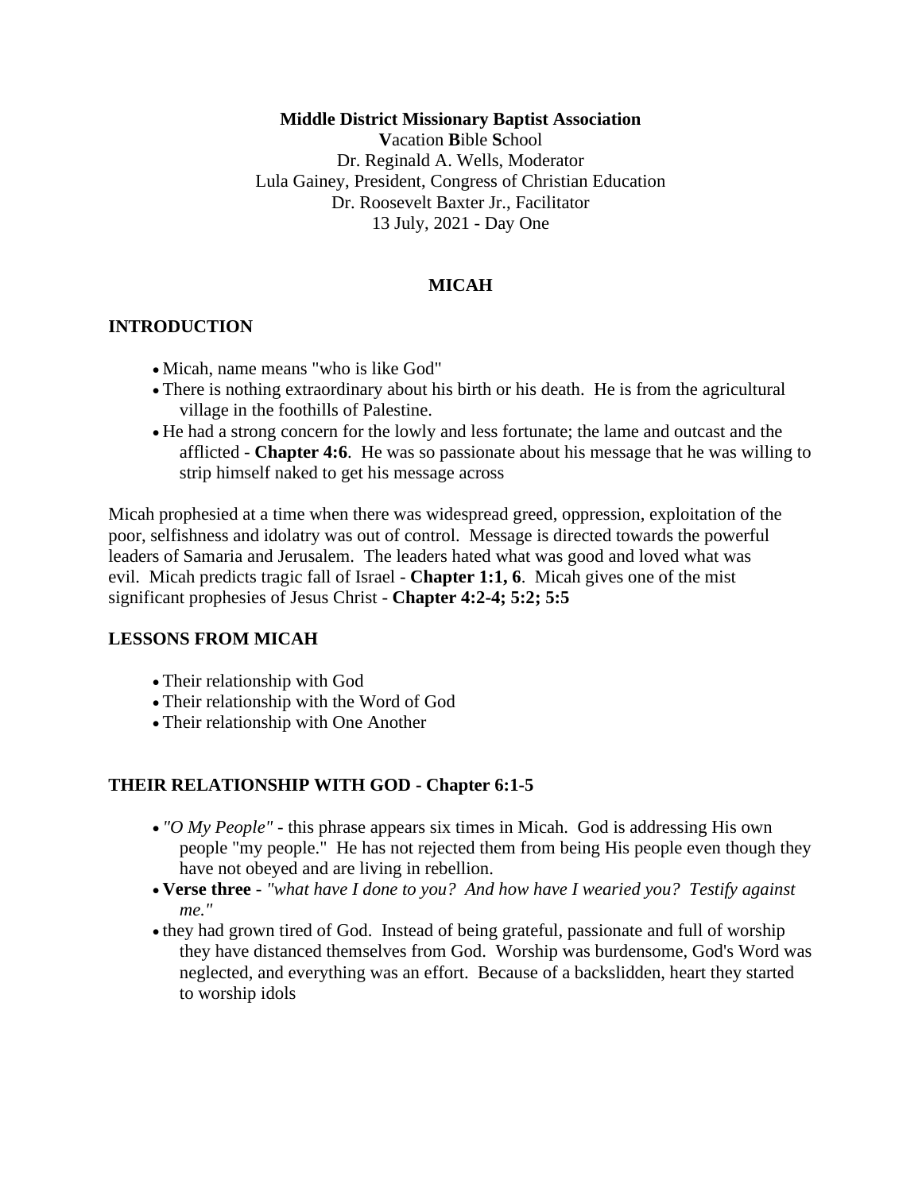**Middle District Missionary Baptist Association**

**V**acation **B**ible **S**chool

Dr. Reginald A. Wells, Moderator

Lula Gainey, President, Congress of Christian Education

Dr. Roosevelt Baxter Jr., Facilitator

13 July, 2021 - Day One

# MICAH

## INTRODUCTION

- Micah, name means "who is like God"
- There is nothing extraordinary about his birth or his death. He is from the agricultural village in the foothills of Palestine.
- He had a strong concern for the lowly and less fortunate; the lame and outcast and the afflicted - **Chapter 4:6**. He was so passionate about his message that he was willing to strip himself naked to get his message across

Micah prophesied at a time when there was widespread greed, oppression, exploitation of the poor, selfishness and idolatry was out of control. Message is directed towards the powerful leaders of Samaria and Jerusalem. The leaders hated what was good and loved what was evil. Micah predicts tragic fall of Israel - **Chapter 1:1, 6**. Micah gives one of the mist significant prophesies of Jesus Christ - **Chapter 4:2-4; 5:2; 5:5**

## LESSONS FROM MICAH

- Their relationship with God
- Their relationship with the Word of God
- Their relationship with One Another

## THEIR RELATIONSHIP WITH GOD - Chapter 6:1-5

- *"O My People"* - this phrase appears six times in Micah. God is addressing His own people "my people." He has not rejected them from being His people even though they have not obeyed and are living in rebellion.
- **Verse three** - *"what have I done to you? And how have I wearied you? Testify against me."*
- they had grown tired of God. Instead of being grateful, passionate and full of worship they have distanced themselves from God. Worship was burdensome, God's Word was neglected, and everything was an effort. Because of a backslidden, heart they started to worship idols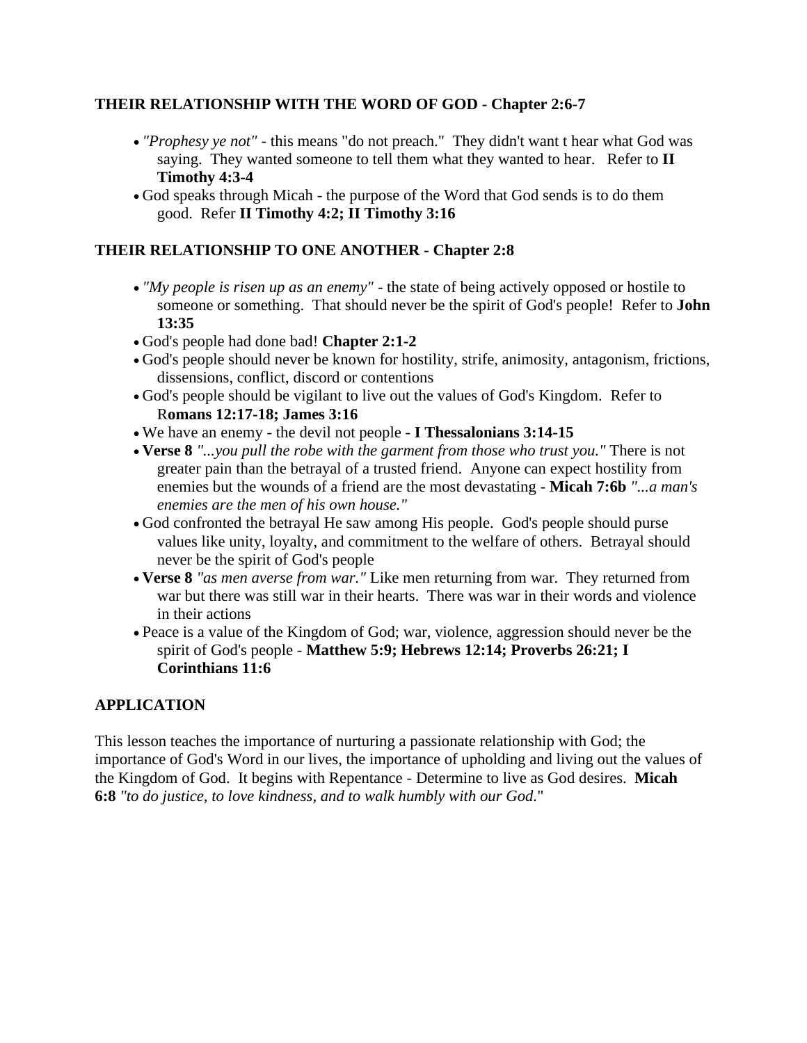**THEIR RELATIONSHIP WITH THE WORD OF GOD - Chapter 2:6-7**

- *"Prophesy ye not"* - this means "do not preach." They didn't want t hear what God was saying. They wanted someone to tell them what they wanted to hear. Refer to **II Timothy 4:3-4**
- God speaks through Micah - the purpose of the Word that God sends is to do them good. Refer **II Timothy 4:2; II Timothy 3:16**

**THEIR RELATIONSHIP TO ONE ANOTHER - Chapter 2:8**

- *"My people is risen up as an enemy"* - the state of being actively opposed or hostile to someone or something. That should never be the spirit of God's people! Refer to **John 13:35**
- God's people had done bad! **Chapter 2:1-2**
- God's people should never be known for hostility, strife, animosity, antagonism, frictions, dissensions, conflict, discord or contentions
- God's people should be vigilant to live out the values of God's Kingdom. Refer to R**omans 12:17-18; James 3:16**
- We have an enemy - the devil not people - **I Thessalonians 3:14-15**
- **Verse 8** *"...you pull the robe with the garment from those who trust you."* There is not greater pain than the betrayal of a trusted friend. Anyone can expect hostility from enemies but the wounds of a friend are the most devastating - **Micah 7:6b** *"...a man's enemies are the men of his own house."*
- God confronted the betrayal He saw among His people. God's people should purse values like unity, loyalty, and commitment to the welfare of others. Betrayal should never be the spirit of God's people
- **Verse 8** *"as men averse from war."* Like men returning from war. They returned from war but there was still war in their hearts. There was war in their words and violence in their actions
- Peace is a value of the Kingdom of God; war, violence, aggression should never be the spirit of God's people - **Matthew 5:9; Hebrews 12:14; Proverbs 26:21; I Corinthians 11:6**

**APPLICATION**

This lesson teaches the importance of nurturing a passionate relationship with God; the importance of God's Word in our lives, the importance of upholding and living out the values of the Kingdom of God. It begins with Repentance - Determine to live as God desires. **Micah 6:8** *"to do justice, to love kindness, and to walk humbly with our God.*"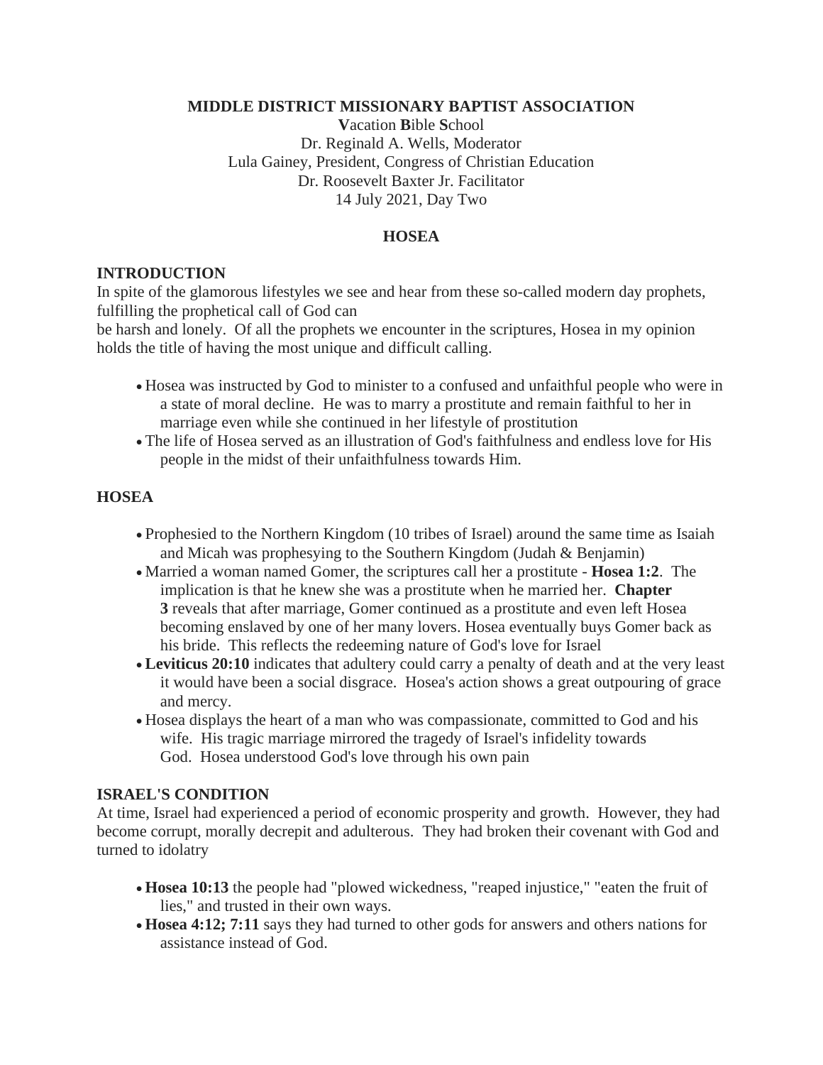**MIDDLE DISTRICT MISSIONARY BAPTIST ASSOCIATION**

**V**acation **B**ible **S**chool
Dr. Reginald A. Wells, Moderator
Lula Gainey, President, Congress of Christian Education
Dr. Roosevelt Baxter Jr. Facilitator
14 July 2021, Day Two

# HOSEA

## INTRODUCTION

In spite of the glamorous lifestyles we see and hear from these so-called modern day prophets, fulfilling the prophetical call of God can be harsh and lonely. Of all the prophets we encounter in the scriptures, Hosea in my opinion holds the title of having the most unique and difficult calling.

- Hosea was instructed by God to minister to a confused and unfaithful people who were in a state of moral decline. He was to marry a prostitute and remain faithful to her in marriage even while she continued in her lifestyle of prostitution
- The life of Hosea served as an illustration of God's faithfulness and endless love for His people in the midst of their unfaithfulness towards Him.

## HOSEA

- Prophesied to the Northern Kingdom (10 tribes of Israel) around the same time as Isaiah and Micah was prophesying to the Southern Kingdom (Judah & Benjamin)
- Married a woman named Gomer, the scriptures call her a prostitute - **Hosea 1:2**. The implication is that he knew she was a prostitute when he married her. **Chapter 3** reveals that after marriage, Gomer continued as a prostitute and even left Hosea becoming enslaved by one of her many lovers. Hosea eventually buys Gomer back as his bride. This reflects the redeeming nature of God's love for Israel
- **Leviticus 20:10** indicates that adultery could carry a penalty of death and at the very least it would have been a social disgrace. Hosea's action shows a great outpouring of grace and mercy.
- Hosea displays the heart of a man who was compassionate, committed to God and his wife. His tragic marriage mirrored the tragedy of Israel's infidelity towards God. Hosea understood God's love through his own pain

## ISRAEL'S CONDITION

At time, Israel had experienced a period of economic prosperity and growth. However, they had become corrupt, morally decrepit and adulterous. They had broken their covenant with God and turned to idolatry

- **Hosea 10:13** the people had "plowed wickedness, "reaped injustice," "eaten the fruit of lies," and trusted in their own ways.
- **Hosea 4:12; 7:11** says they had turned to other gods for answers and others nations for assistance instead of God.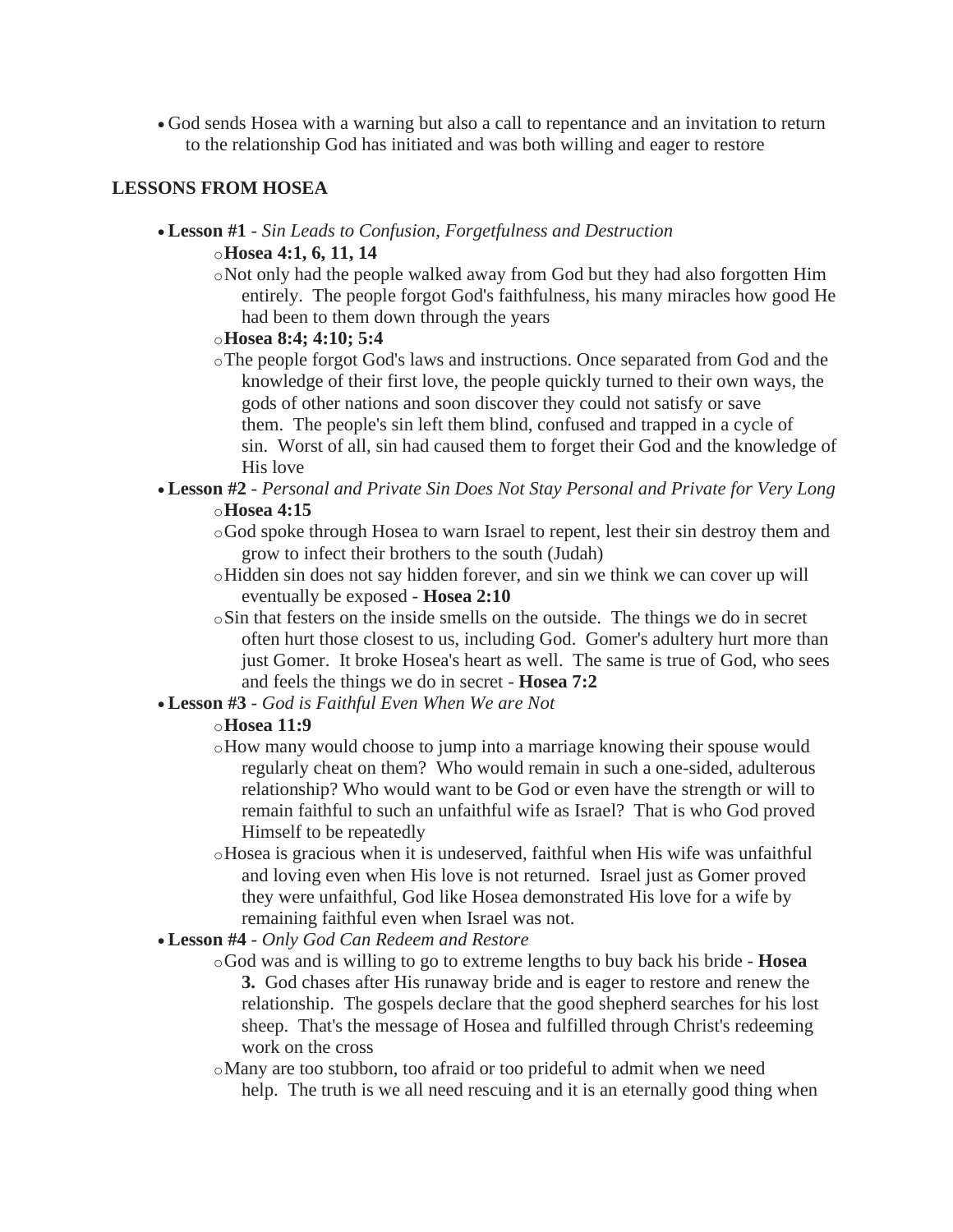- God sends Hosea with a warning but also a call to repentance and an invitation to return to the relationship God has initiated and was both willing and eager to restore

**LESSONS FROM HOSEA**

- **Lesson #1** - *Sin Leads to Confusion, Forgetfulness and Destruction*
    - **Hosea 4:1, 6, 11, 14**
    - Not only had the people walked away from God but they had also forgotten Him entirely. The people forgot God's faithfulness, his many miracles how good He had been to them down through the years
    - **Hosea 8:4; 4:10; 5:4**
    - The people forgot God's laws and instructions. Once separated from God and the knowledge of their first love, the people quickly turned to their own ways, the gods of other nations and soon discover they could not satisfy or save them. The people's sin left them blind, confused and trapped in a cycle of sin. Worst of all, sin had caused them to forget their God and the knowledge of His love
- **Lesson #2** - *Personal and Private Sin Does Not Stay Personal and Private for Very Long*
    - **Hosea 4:15**
    - God spoke through Hosea to warn Israel to repent, lest their sin destroy them and grow to infect their brothers to the south (Judah)
    - Hidden sin does not say hidden forever, and sin we think we can cover up will eventually be exposed - **Hosea 2:10**
    - Sin that festers on the inside smells on the outside. The things we do in secret often hurt those closest to us, including God. Gomer's adultery hurt more than just Gomer. It broke Hosea's heart as well. The same is true of God, who sees and feels the things we do in secret - **Hosea 7:2**
- **Lesson #3** - *God is Faithful Even When We are Not*
    - **Hosea 11:9**
    - How many would choose to jump into a marriage knowing their spouse would regularly cheat on them? Who would remain in such a one-sided, adulterous relationship? Who would want to be God or even have the strength or will to remain faithful to such an unfaithful wife as Israel? That is who God proved Himself to be repeatedly
    - Hosea is gracious when it is undeserved, faithful when His wife was unfaithful and loving even when His love is not returned. Israel just as Gomer proved they were unfaithful, God like Hosea demonstrated His love for a wife by remaining faithful even when Israel was not.
- **Lesson #4** - *Only God Can Redeem and Restore*
    - God was and is willing to go to extreme lengths to buy back his bride - **Hosea 3.** God chases after His runaway bride and is eager to restore and renew the relationship. The gospels declare that the good shepherd searches for his lost sheep. That's the message of Hosea and fulfilled through Christ's redeeming work on the cross
    - Many are too stubborn, too afraid or too prideful to admit when we need help. The truth is we all need rescuing and it is an eternally good thing when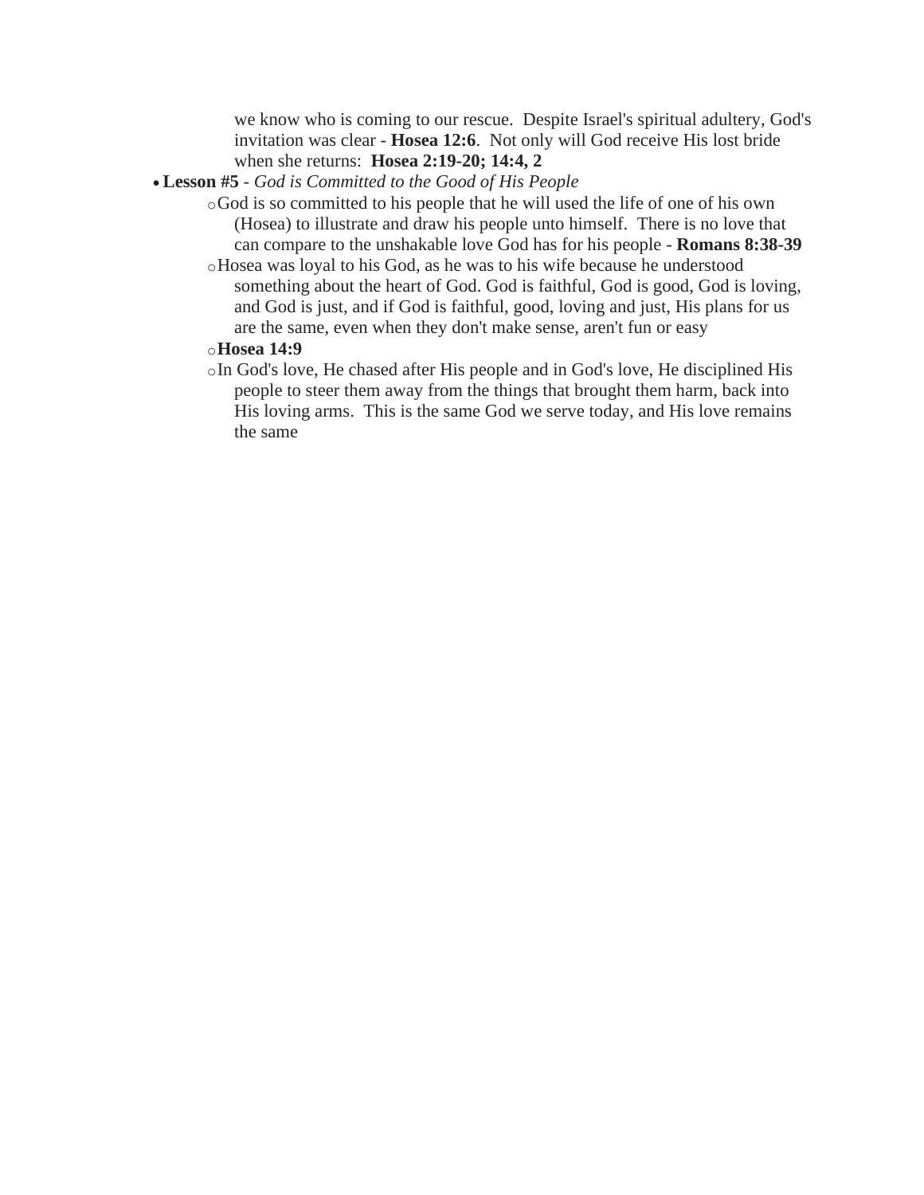we know who is coming to our rescue.  Despite Israel's spiritual adultery, God's invitation was clear - **Hosea 12:6**.  Not only will God receive His lost bride when she returns:  **Hosea 2:19-20; 14:4, 2**

- **Lesson #5** - *God is Committed to the Good of His People*
    - God is so committed to his people that he will used the life of one of his own (Hosea) to illustrate and draw his people unto himself.  There is no love that can compare to the unshakable love God has for his people - **Romans 8:38-39**
    - Hosea was loyal to his God, as he was to his wife because he understood something about the heart of God. God is faithful, God is good, God is loving, and God is just, and if God is faithful, good, loving and just, His plans for us are the same, even when they don't make sense, aren't fun or easy
    - **Hosea 14:9**
    - In God's love, He chased after His people and in God's love, He disciplined His people to steer them away from the things that brought them harm, back into His loving arms.  This is the same God we serve today, and His love remains the same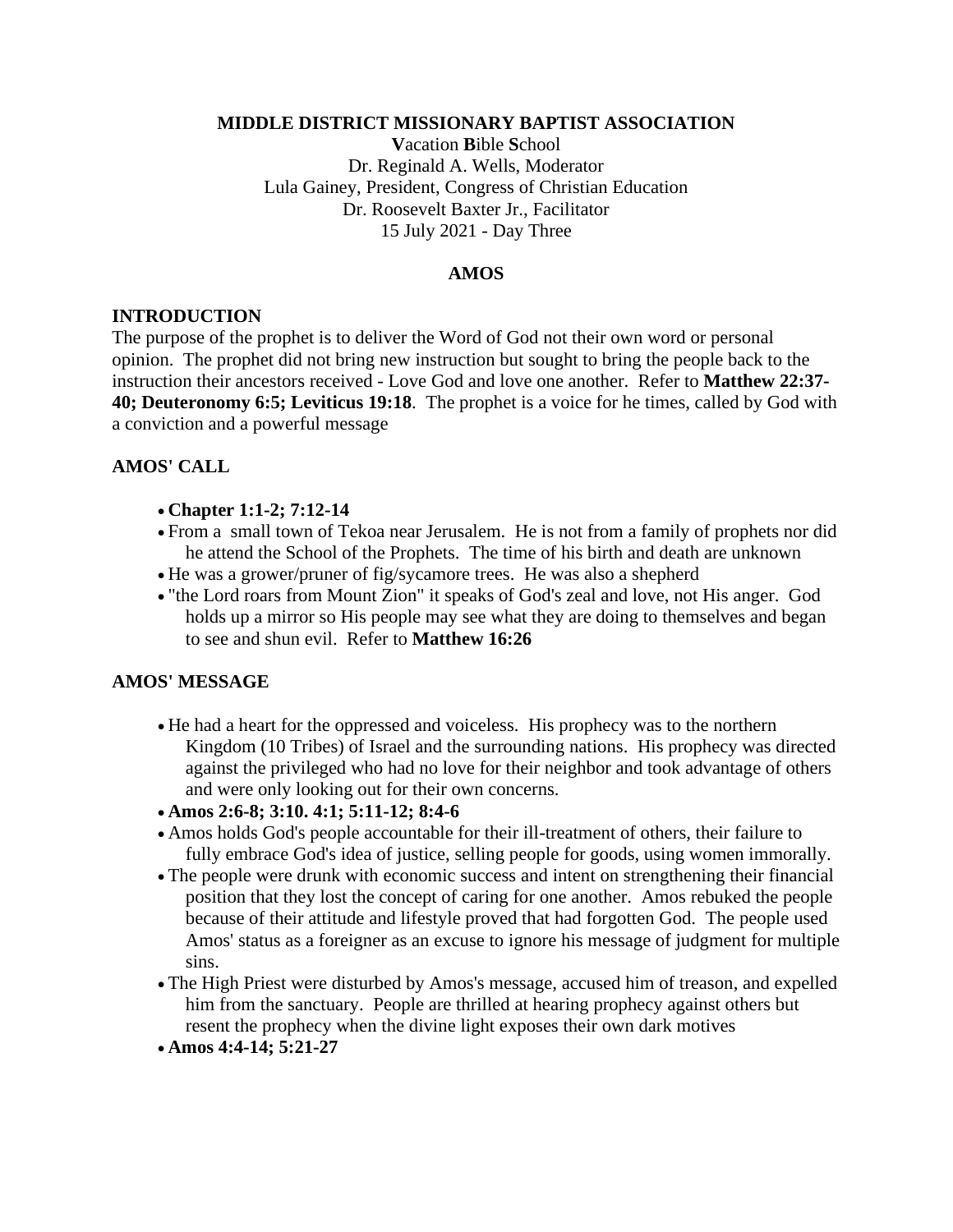**MIDDLE DISTRICT MISSIONARY BAPTIST ASSOCIATION**

**V**acation **B**ible **S**chool

Dr. Reginald A. Wells, Moderator

Lula Gainey, President, Congress of Christian Education

Dr. Roosevelt Baxter Jr., Facilitator

15 July 2021 - Day Three

**AMOS**

## INTRODUCTION

The purpose of the prophet is to deliver the Word of God not their own word or personal opinion. The prophet did not bring new instruction but sought to bring the people back to the instruction their ancestors received - Love God and love one another. Refer to **Matthew 22:37-40; Deuteronomy 6:5; Leviticus 19:18**. The prophet is a voice for he times, called by God with a conviction and a powerful message

## AMOS' CALL

- **Chapter 1:1-2; 7:12-14**
- From a small town of Tekoa near Jerusalem. He is not from a family of prophets nor did he attend the School of the Prophets. The time of his birth and death are unknown
- He was a grower/pruner of fig/sycamore trees. He was also a shepherd
- "the Lord roars from Mount Zion" it speaks of God's zeal and love, not His anger. God holds up a mirror so His people may see what they are doing to themselves and began to see and shun evil. Refer to **Matthew 16:26**

## AMOS' MESSAGE

- He had a heart for the oppressed and voiceless. His prophecy was to the northern Kingdom (10 Tribes) of Israel and the surrounding nations. His prophecy was directed against the privileged who had no love for their neighbor and took advantage of others and were only looking out for their own concerns.
- **Amos 2:6-8; 3:10. 4:1; 5:11-12; 8:4-6**
- Amos holds God's people accountable for their ill-treatment of others, their failure to fully embrace God's idea of justice, selling people for goods, using women immorally.
- The people were drunk with economic success and intent on strengthening their financial position that they lost the concept of caring for one another. Amos rebuked the people because of their attitude and lifestyle proved that had forgotten God. The people used Amos' status as a foreigner as an excuse to ignore his message of judgment for multiple sins.
- The High Priest were disturbed by Amos's message, accused him of treason, and expelled him from the sanctuary. People are thrilled at hearing prophecy against others but resent the prophecy when the divine light exposes their own dark motives
- **Amos 4:4-14; 5:21-27**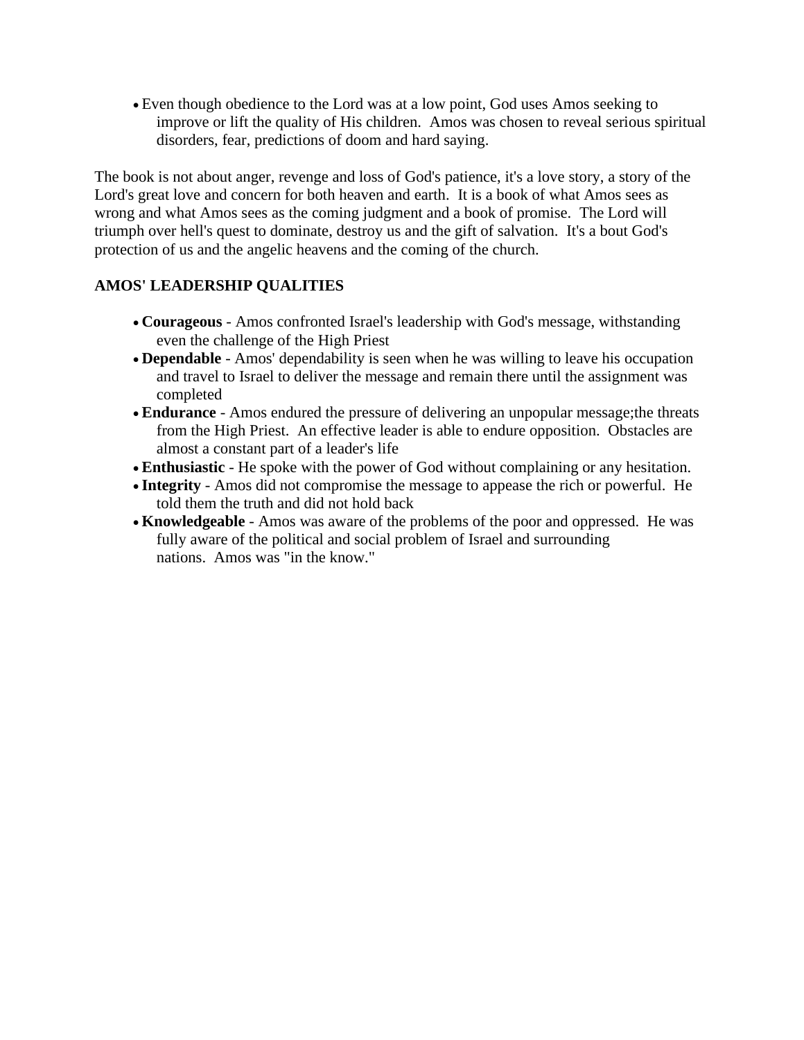- Even though obedience to the Lord was at a low point, God uses Amos seeking to improve or lift the quality of His children. Amos was chosen to reveal serious spiritual disorders, fear, predictions of doom and hard saying.

The book is not about anger, revenge and loss of God's patience, it's a love story, a story of the Lord's great love and concern for both heaven and earth. It is a book of what Amos sees as wrong and what Amos sees as the coming judgment and a book of promise. The Lord will triumph over hell's quest to dominate, destroy us and the gift of salvation. It's a bout God's protection of us and the angelic heavens and the coming of the church.

**AMOS' LEADERSHIP QUALITIES**

- **Courageous** - Amos confronted Israel's leadership with God's message, withstanding even the challenge of the High Priest
- **Dependable** - Amos' dependability is seen when he was willing to leave his occupation and travel to Israel to deliver the message and remain there until the assignment was completed
- **Endurance** - Amos endured the pressure of delivering an unpopular message;the threats from the High Priest. An effective leader is able to endure opposition. Obstacles are almost a constant part of a leader's life
- **Enthusiastic** - He spoke with the power of God without complaining or any hesitation.
- **Integrity** - Amos did not compromise the message to appease the rich or powerful. He told them the truth and did not hold back
- **Knowledgeable** - Amos was aware of the problems of the poor and oppressed. He was fully aware of the political and social problem of Israel and surrounding nations. Amos was "in the know."